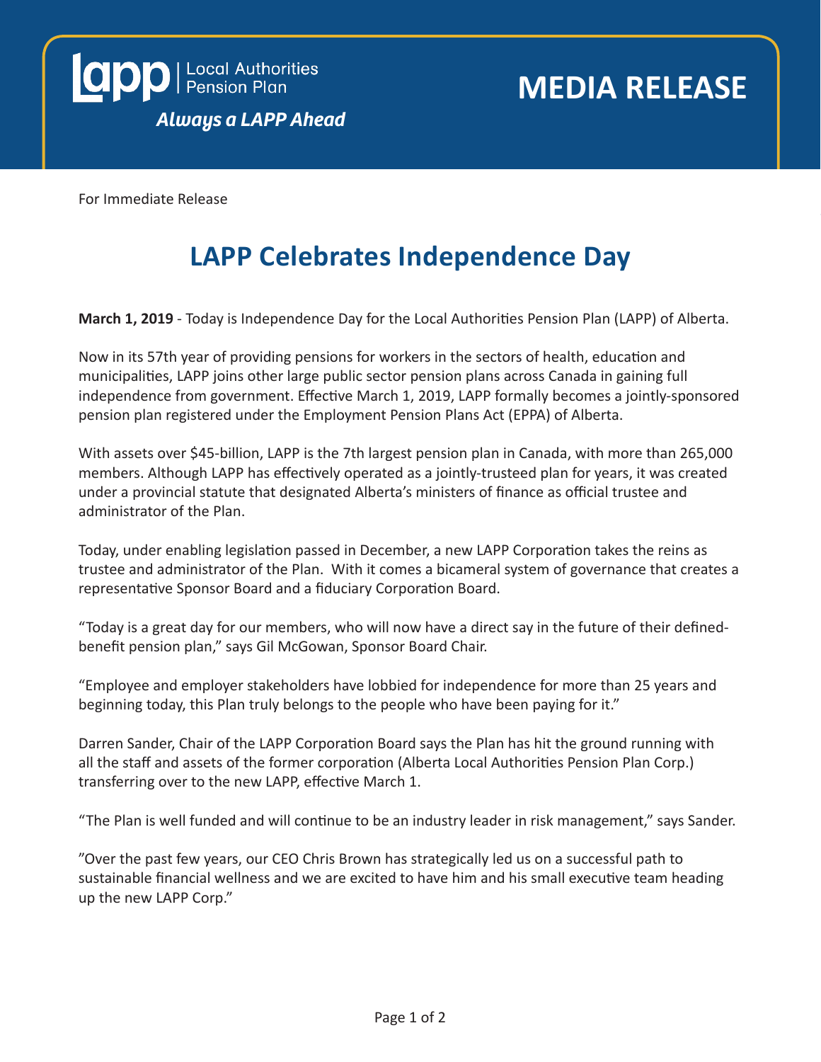lapp | Local Authorities Pension Plan

*Always a LAPP Ahead*

# MEDIA RELEASE

For Immediate Release

## LAPP Celebrates Independence Day

**March 1, 2019** - Today is Independence Day for the Local Authorities Pension Plan (LAPP) of Alberta.

Now in its 57th year of providing pensions for workers in the sectors of health, education and municipalities, LAPP joins other large public sector pension plans across Canada in gaining full independence from government. Effective March 1, 2019, LAPP formally becomes a jointly-sponsored pension plan registered under the Employment Pension Plans Act (EPPA) of Alberta.

With assets over $45-billion, LAPP is the 7th largest pension plan in Canada, with more than 265,000 members. Although LAPP has effectively operated as a jointly-trusteed plan for years, it was created under a provincial statute that designated Alberta's ministers of finance as official trustee and administrator of the Plan.

Today, under enabling legislation passed in December, a new LAPP Corporation takes the reins as trustee and administrator of the Plan. With it comes a bicameral system of governance that creates a representative Sponsor Board and a fiduciary Corporation Board.

"Today is a great day for our members, who will now have a direct say in the future of their defined-benefit pension plan," says Gil McGowan, Sponsor Board Chair.

"Employee and employer stakeholders have lobbied for independence for more than 25 years and beginning today, this Plan truly belongs to the people who have been paying for it."

Darren Sander, Chair of the LAPP Corporation Board says the Plan has hit the ground running with all the staff and assets of the former corporation (Alberta Local Authorities Pension Plan Corp.) transferring over to the new LAPP, effective March 1.

"The Plan is well funded and will continue to be an industry leader in risk management," says Sander.

"Over the past few years, our CEO Chris Brown has strategically led us on a successful path to sustainable financial wellness and we are excited to have him and his small executive team heading up the new LAPP Corp."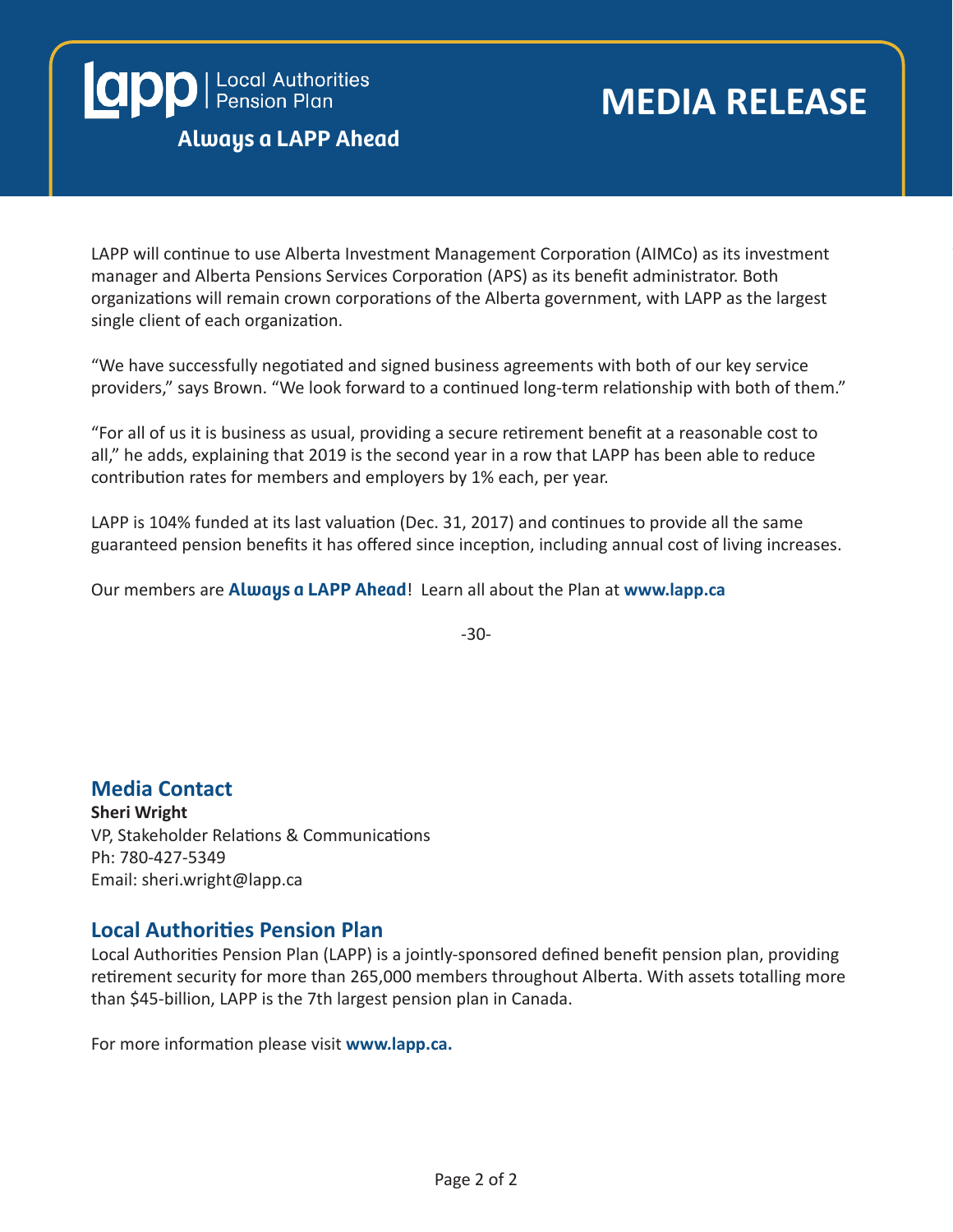lapp | Local Authorities Pension Plan

*Always a LAPP Ahead*

# MEDIA RELEASE

LAPP will continue to use Alberta Investment Management Corporation (AIMCo) as its investment manager and Alberta Pensions Services Corporation (APS) as its benefit administrator. Both organizations will remain crown corporations of the Alberta government, with LAPP as the largest single client of each organization.

“We have successfully negotiated and signed business agreements with both of our key service providers,” says Brown. “We look forward to a continued long-term relationship with both of them.”

“For all of us it is business as usual, providing a secure retirement benefit at a reasonable cost to all,” he adds, explaining that 2019 is the second year in a row that LAPP has been able to reduce contribution rates for members and employers by 1% each, per year.

LAPP is 104% funded at its last valuation (Dec. 31, 2017) and continues to provide all the same guaranteed pension benefits it has offered since inception, including annual cost of living increases.

Our members are ***Always a LAPP Ahead***! Learn all about the Plan at **www.lapp.ca**

-30-

## Media Contact

**Sheri Wright**
VP, Stakeholder Relations & Communications
Ph: 780-427-5349
Email: sheri.wright@lapp.ca

## Local Authorities Pension Plan

Local Authorities Pension Plan (LAPP) is a jointly-sponsored defined benefit pension plan, providing retirement security for more than 265,000 members throughout Alberta. With assets totalling more than $45-billion, LAPP is the 7th largest pension plan in Canada.

For more information please visit **www.lapp.ca.**